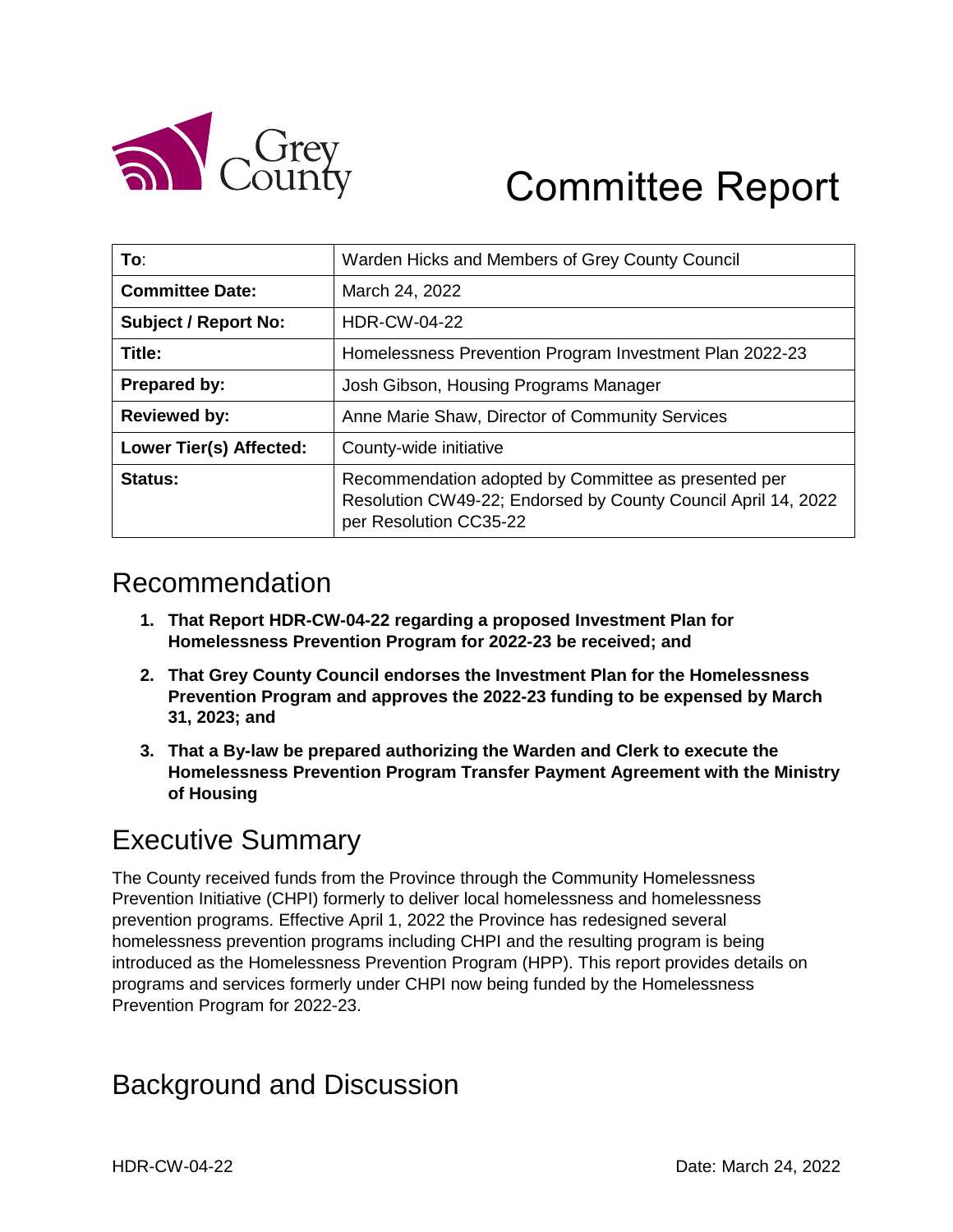# Committee Report

| To: | Warden Hicks and Members of Grey County Council |
|---|---|
| **Committee Date:** | March 24, 2022 |
| **Subject / Report No:** | HDR-CW-04-22 |
| **Title:** | Homelessness Prevention Program Investment Plan 2022-23 |
| **Prepared by:** | Josh Gibson, Housing Programs Manager |
| **Reviewed by:** | Anne Marie Shaw, Director of Community Services |
| **Lower Tier(s) Affected:** | County-wide initiative |
| **Status:** | Recommendation adopted by Committee as presented per Resolution CW49-22; Endorsed by County Council April 14, 2022 per Resolution CC35-22 |

## Recommendation

1. **That Report HDR-CW-04-22 regarding a proposed Investment Plan for Homelessness Prevention Program for 2022-23 be received; and**
2. **That Grey County Council endorses the Investment Plan for the Homelessness Prevention Program and approves the 2022-23 funding to be expensed by March 31, 2023; and**
3. **That a By-law be prepared authorizing the Warden and Clerk to execute the Homelessness Prevention Program Transfer Payment Agreement with the Ministry of Housing**

## Executive Summary

The County received funds from the Province through the Community Homelessness Prevention Initiative (CHPI) formerly to deliver local homelessness and homelessness prevention programs. Effective April 1, 2022 the Province has redesigned several homelessness prevention programs including CHPI and the resulting program is being introduced as the Homelessness Prevention Program (HPP). This report provides details on programs and services formerly under CHPI now being funded by the Homelessness Prevention Program for 2022-23.

## Background and Discussion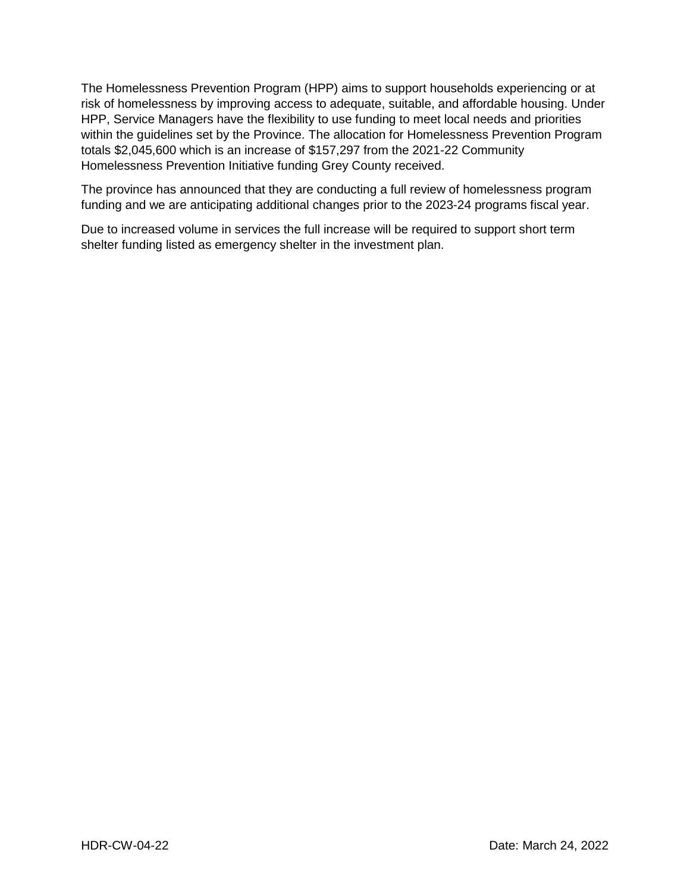The Homelessness Prevention Program (HPP) aims to support households experiencing or at risk of homelessness by improving access to adequate, suitable, and affordable housing. Under HPP, Service Managers have the flexibility to use funding to meet local needs and priorities within the guidelines set by the Province. The allocation for Homelessness Prevention Program totals $2,045,600 which is an increase of $157,297 from the 2021-22 Community Homelessness Prevention Initiative funding Grey County received.

The province has announced that they are conducting a full review of homelessness program funding and we are anticipating additional changes prior to the 2023-24 programs fiscal year.

Due to increased volume in services the full increase will be required to support short term shelter funding listed as emergency shelter in the investment plan.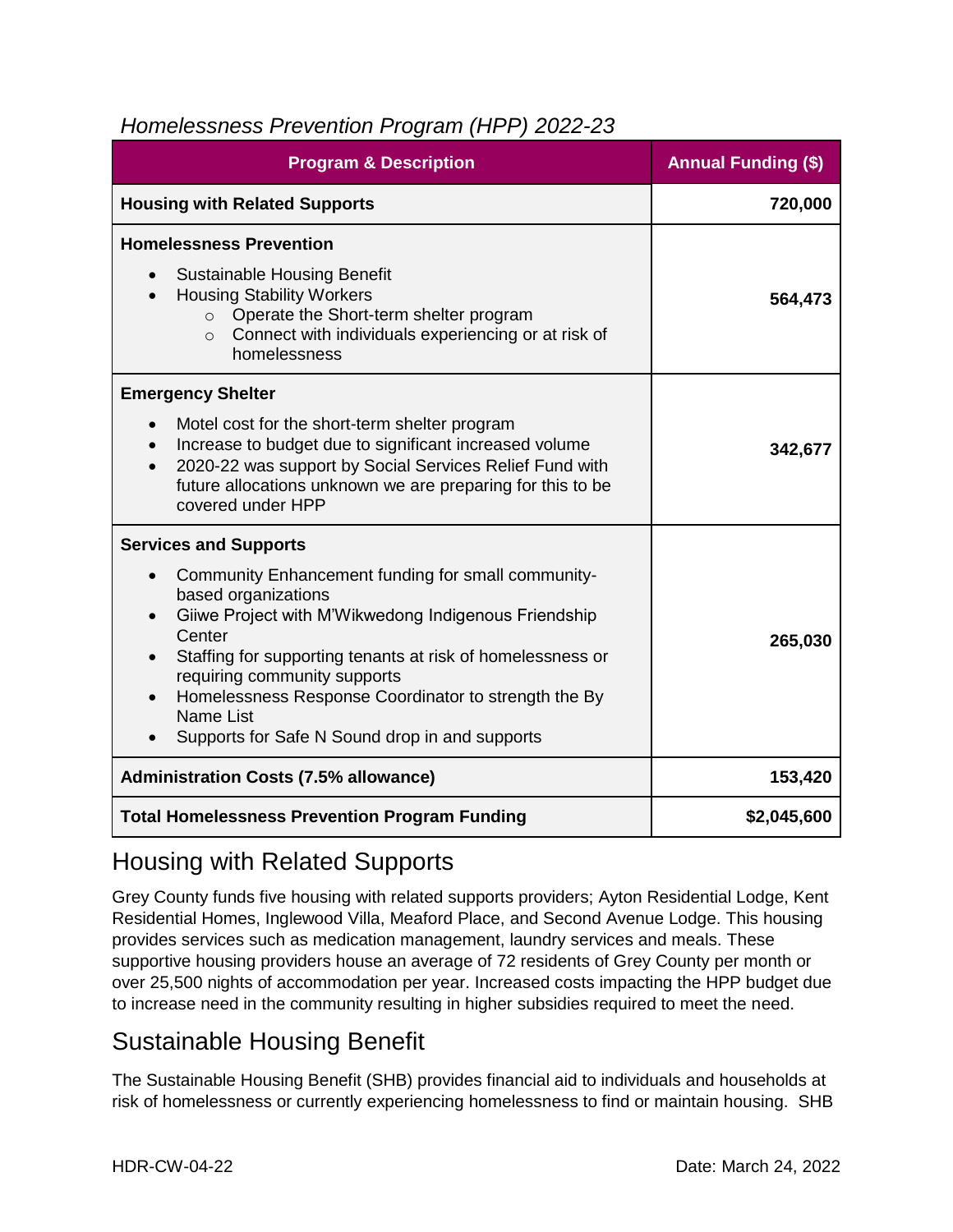*Homelessness Prevention Program (HPP) 2022-23*

| Program & Description | Annual Funding ($) |
| --- | --- |
| **Housing with Related Supports** | **720,000** |
| **Homelessness Prevention**<br>• Sustainable Housing Benefit<br>• Housing Stability Workers<br>  ○ Operate the Short-term shelter program<br>  ○ Connect with individuals experiencing or at risk of homelessness | **564,473** |
| **Emergency Shelter**<br>• Motel cost for the short-term shelter program<br>• Increase to budget due to significant increased volume<br>• 2020-22 was support by Social Services Relief Fund with future allocations unknown we are preparing for this to be covered under HPP | **342,677** |
| **Services and Supports**<br>• Community Enhancement funding for small community-based organizations<br>• Giiwe Project with M'Wikwedong Indigenous Friendship Center<br>• Staffing for supporting tenants at risk of homelessness or requiring community supports<br>• Homelessness Response Coordinator to strength the By Name List<br>• Supports for Safe N Sound drop in and supports | **265,030** |
| **Administration Costs (7.5% allowance)** | **153,420** |
| **Total Homelessness Prevention Program Funding** | **$2,045,600** |

## Housing with Related Supports

Grey County funds five housing with related supports providers; Ayton Residential Lodge, Kent Residential Homes, Inglewood Villa, Meaford Place, and Second Avenue Lodge. This housing provides services such as medication management, laundry services and meals. These supportive housing providers house an average of 72 residents of Grey County per month or over 25,500 nights of accommodation per year. Increased costs impacting the HPP budget due to increase need in the community resulting in higher subsidies required to meet the need.

## Sustainable Housing Benefit

The Sustainable Housing Benefit (SHB) provides financial aid to individuals and households at risk of homelessness or currently experiencing homelessness to find or maintain housing. SHB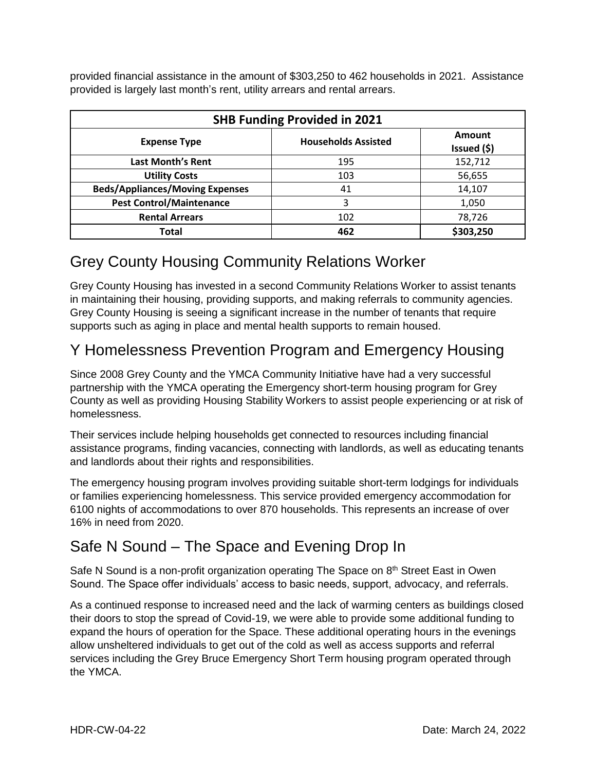provided financial assistance in the amount of $303,250 to 462 households in 2021. Assistance provided is largely last month's rent, utility arrears and rental arrears.

| SHB Funding Provided in 2021 | | |
|---|---|---|
| **Expense Type** | **Households Assisted** | **Amount Issued ($)** |
| **Last Month's Rent** | 195 | 152,712 |
| **Utility Costs** | 103 | 56,655 |
| **Beds/Appliances/Moving Expenses** | 41 | 14,107 |
| **Pest Control/Maintenance** | 3 | 1,050 |
| **Rental Arrears** | 102 | 78,726 |
| **Total** | **462** | **$303,250** |

## Grey County Housing Community Relations Worker

Grey County Housing has invested in a second Community Relations Worker to assist tenants in maintaining their housing, providing supports, and making referrals to community agencies. Grey County Housing is seeing a significant increase in the number of tenants that require supports such as aging in place and mental health supports to remain housed.

## Y Homelessness Prevention Program and Emergency Housing

Since 2008 Grey County and the YMCA Community Initiative have had a very successful partnership with the YMCA operating the Emergency short-term housing program for Grey County as well as providing Housing Stability Workers to assist people experiencing or at risk of homelessness.

Their services include helping households get connected to resources including financial assistance programs, finding vacancies, connecting with landlords, as well as educating tenants and landlords about their rights and responsibilities.

The emergency housing program involves providing suitable short-term lodgings for individuals or families experiencing homelessness. This service provided emergency accommodation for 6100 nights of accommodations to over 870 households. This represents an increase of over 16% in need from 2020.

## Safe N Sound – The Space and Evening Drop In

Safe N Sound is a non-profit organization operating The Space on 8th Street East in Owen Sound. The Space offer individuals' access to basic needs, support, advocacy, and referrals.

As a continued response to increased need and the lack of warming centers as buildings closed their doors to stop the spread of Covid-19, we were able to provide some additional funding to expand the hours of operation for the Space. These additional operating hours in the evenings allow unsheltered individuals to get out of the cold as well as access supports and referral services including the Grey Bruce Emergency Short Term housing program operated through the YMCA.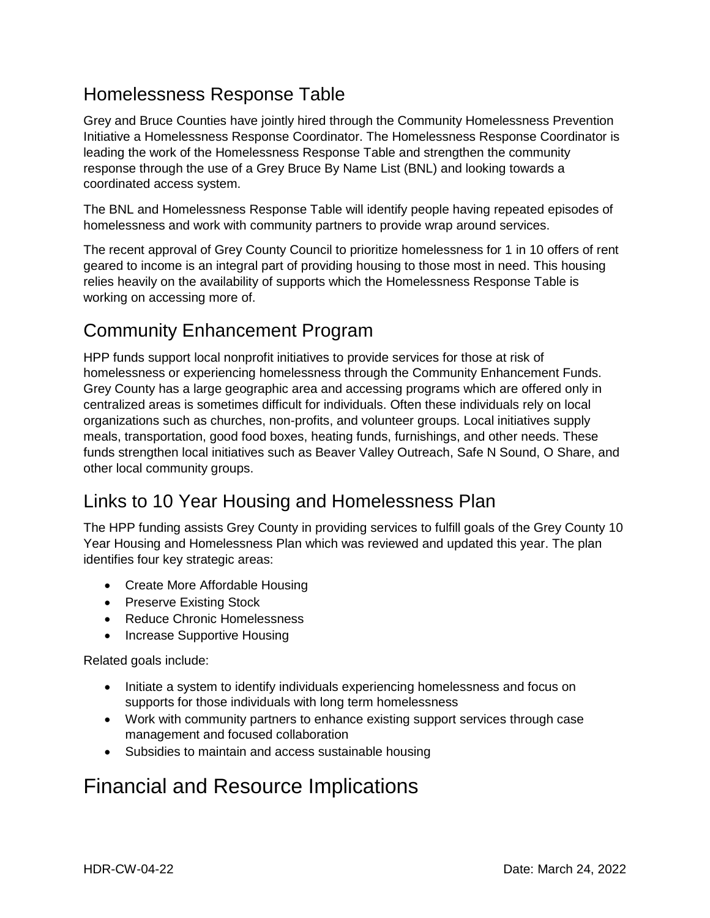## Homelessness Response Table

Grey and Bruce Counties have jointly hired through the Community Homelessness Prevention Initiative a Homelessness Response Coordinator. The Homelessness Response Coordinator is leading the work of the Homelessness Response Table and strengthen the community response through the use of a Grey Bruce By Name List (BNL) and looking towards a coordinated access system.

The BNL and Homelessness Response Table will identify people having repeated episodes of homelessness and work with community partners to provide wrap around services.

The recent approval of Grey County Council to prioritize homelessness for 1 in 10 offers of rent geared to income is an integral part of providing housing to those most in need. This housing relies heavily on the availability of supports which the Homelessness Response Table is working on accessing more of.

## Community Enhancement Program

HPP funds support local nonprofit initiatives to provide services for those at risk of homelessness or experiencing homelessness through the Community Enhancement Funds. Grey County has a large geographic area and accessing programs which are offered only in centralized areas is sometimes difficult for individuals. Often these individuals rely on local organizations such as churches, non-profits, and volunteer groups. Local initiatives supply meals, transportation, good food boxes, heating funds, furnishings, and other needs. These funds strengthen local initiatives such as Beaver Valley Outreach, Safe N Sound, O Share, and other local community groups.

## Links to 10 Year Housing and Homelessness Plan

The HPP funding assists Grey County in providing services to fulfill goals of the Grey County 10 Year Housing and Homelessness Plan which was reviewed and updated this year. The plan identifies four key strategic areas:

- Create More Affordable Housing
- Preserve Existing Stock
- Reduce Chronic Homelessness
- Increase Supportive Housing

Related goals include:

- Initiate a system to identify individuals experiencing homelessness and focus on supports for those individuals with long term homelessness
- Work with community partners to enhance existing support services through case management and focused collaboration
- Subsidies to maintain and access sustainable housing

# Financial and Resource Implications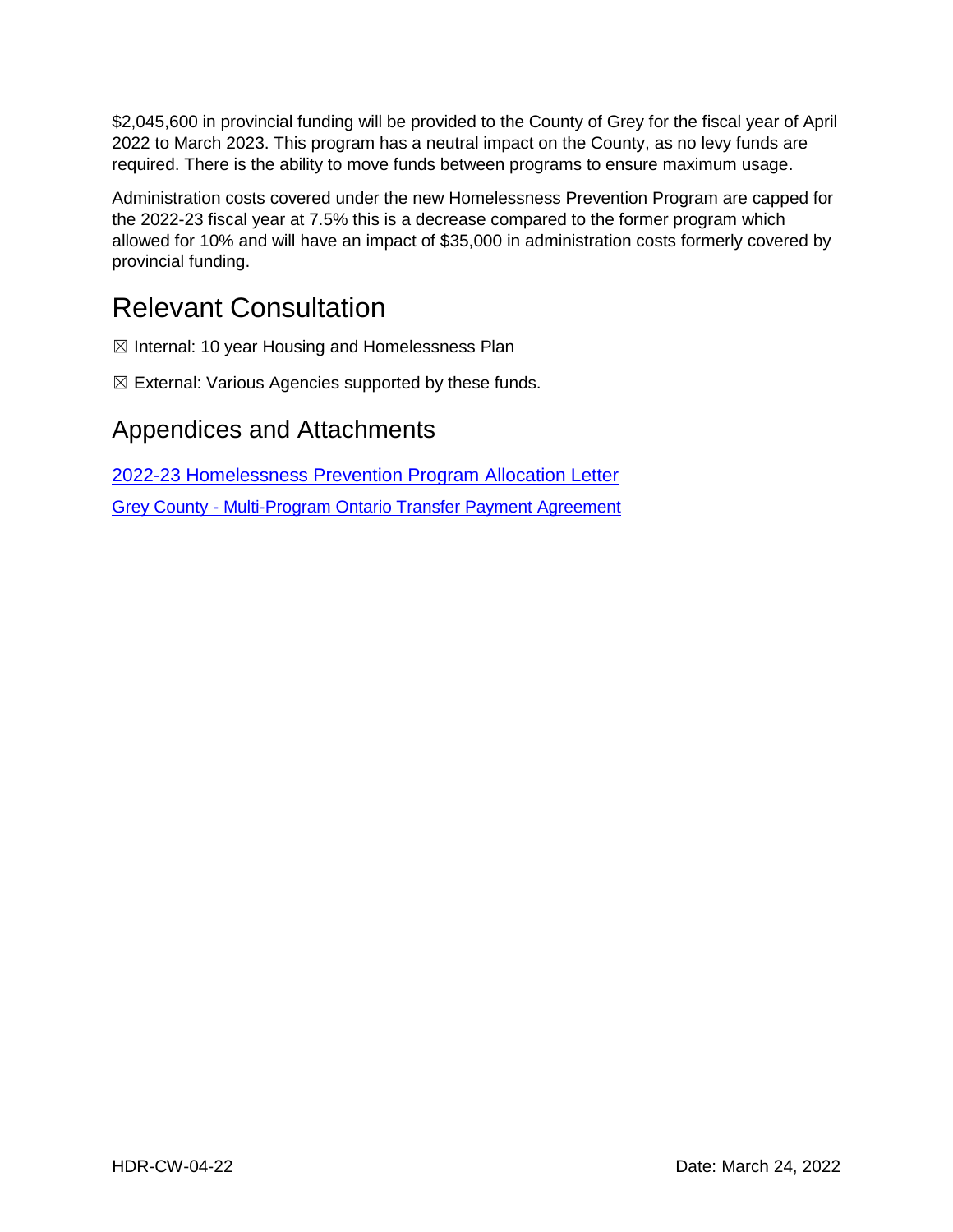$2,045,600 in provincial funding will be provided to the County of Grey for the fiscal year of April 2022 to March 2023. This program has a neutral impact on the County, as no levy funds are required. There is the ability to move funds between programs to ensure maximum usage.

Administration costs covered under the new Homelessness Prevention Program are capped for the 2022-23 fiscal year at 7.5% this is a decrease compared to the former program which allowed for 10% and will have an impact of $35,000 in administration costs formerly covered by provincial funding.

# Relevant Consultation

☒ Internal: 10 year Housing and Homelessness Plan

☒ External: Various Agencies supported by these funds.

## Appendices and Attachments

2022-23 Homelessness Prevention Program Allocation Letter

Grey County - Multi-Program Ontario Transfer Payment Agreement